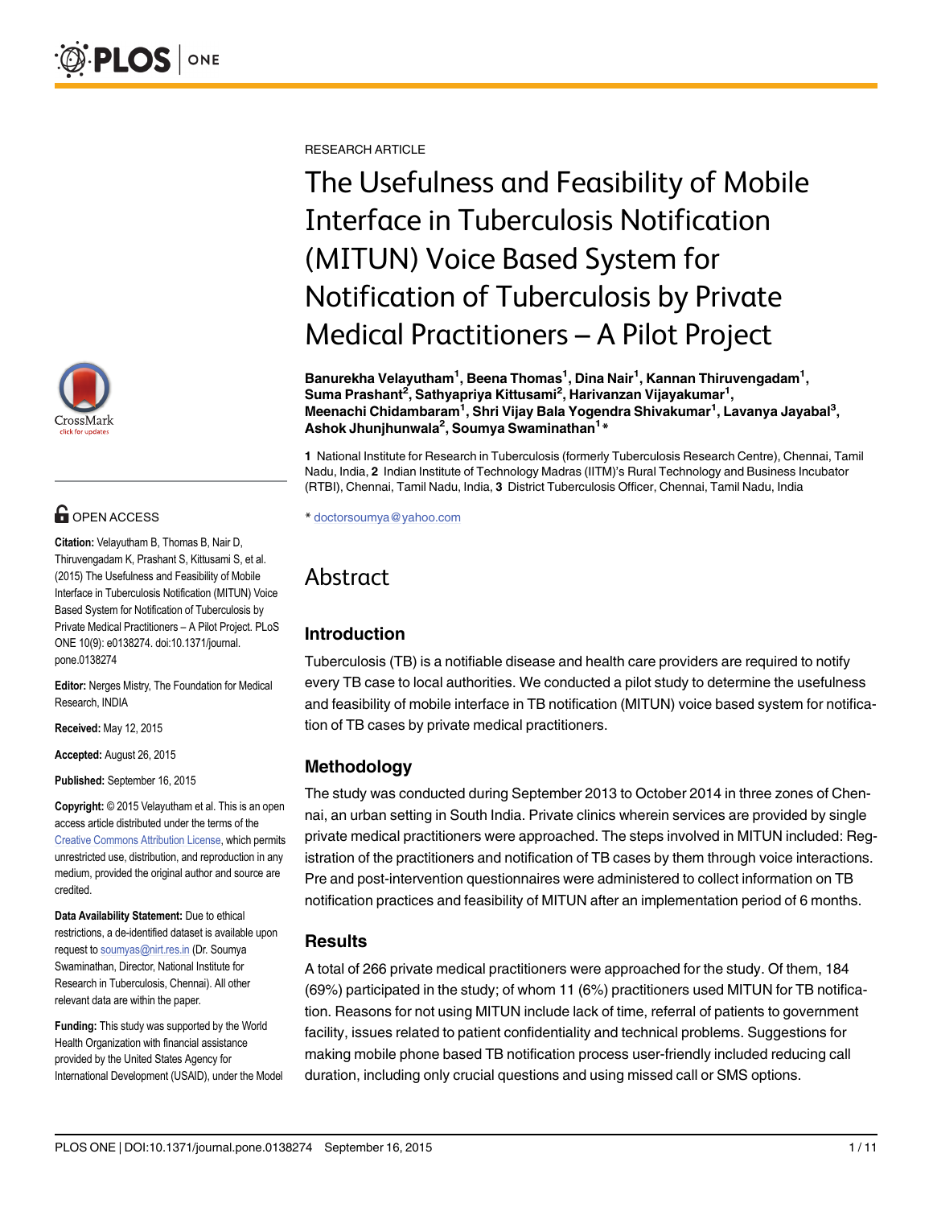RESEARCH ARTICLE

# The Usefulness and Feasibility of Mobile Interface in Tuberculosis Notification (MITUN) Voice Based System for Notification of Tuberculosis by Private Medical Practitioners – A Pilot Project

**Banurekha Velayutham[1], Beena Thomas[1], Dina Nair[1], Kannan Thiruvengadam[1], Suma Prashant[2], Sathyapriya Kittusami[2], Harivanzan Vijayakumar[1], Meenachi Chidambaram[1], Shri Vijay Bala Yogendra Shivakumar[1], Lavanya Jayabal[3], Ashok Jhunjhunwala[2], Soumya Swaminathan[1]***

**1** National Institute for Research in Tuberculosis (formerly Tuberculosis Research Centre), Chennai, Tamil Nadu, India, **2** Indian Institute of Technology Madras (IITM)'s Rural Technology and Business Incubator (RTBI), Chennai, Tamil Nadu, India, **3** District Tuberculosis Officer, Chennai, Tamil Nadu, India

* doctorsoumya@yahoo.com

OPEN ACCESS

**Citation:** Velayutham B, Thomas B, Nair D, Thiruvengadam K, Prashant S, Kittusami S, et al. (2015) The Usefulness and Feasibility of Mobile Interface in Tuberculosis Notification (MITUN) Voice Based System for Notification of Tuberculosis by Private Medical Practitioners – A Pilot Project. PLoS ONE 10(9): e0138274. doi:10.1371/journal.pone.0138274

**Editor:** Nerges Mistry, The Foundation for Medical Research, INDIA

**Received:** May 12, 2015

**Accepted:** August 26, 2015

**Published:** September 16, 2015

**Copyright:** © 2015 Velayutham et al. This is an open access article distributed under the terms of the Creative Commons Attribution License, which permits unrestricted use, distribution, and reproduction in any medium, provided the original author and source are credited.

**Data Availability Statement:** Due to ethical restrictions, a de-identified dataset is available upon request to soumyas@nirt.res.in (Dr. Soumya Swaminathan, Director, National Institute for Research in Tuberculosis, Chennai). All other relevant data are within the paper.

**Funding:** This study was supported by the World Health Organization with financial assistance provided by the United States Agency for International Development (USAID), under the Model

# Abstract

## Introduction

Tuberculosis (TB) is a notifiable disease and health care providers are required to notify every TB case to local authorities. We conducted a pilot study to determine the usefulness and feasibility of mobile interface in TB notification (MITUN) voice based system for notification of TB cases by private medical practitioners.

## Methodology

The study was conducted during September 2013 to October 2014 in three zones of Chennai, an urban setting in South India. Private clinics wherein services are provided by single private medical practitioners were approached. The steps involved in MITUN included: Registration of the practitioners and notification of TB cases by them through voice interactions. Pre and post-intervention questionnaires were administered to collect information on TB notification practices and feasibility of MITUN after an implementation period of 6 months.

## Results

A total of 266 private medical practitioners were approached for the study. Of them, 184 (69%) participated in the study; of whom 11 (6%) practitioners used MITUN for TB notification. Reasons for not using MITUN include lack of time, referral of patients to government facility, issues related to patient confidentiality and technical problems. Suggestions for making mobile phone based TB notification process user-friendly included reducing call duration, including only crucial questions and using missed call or SMS options.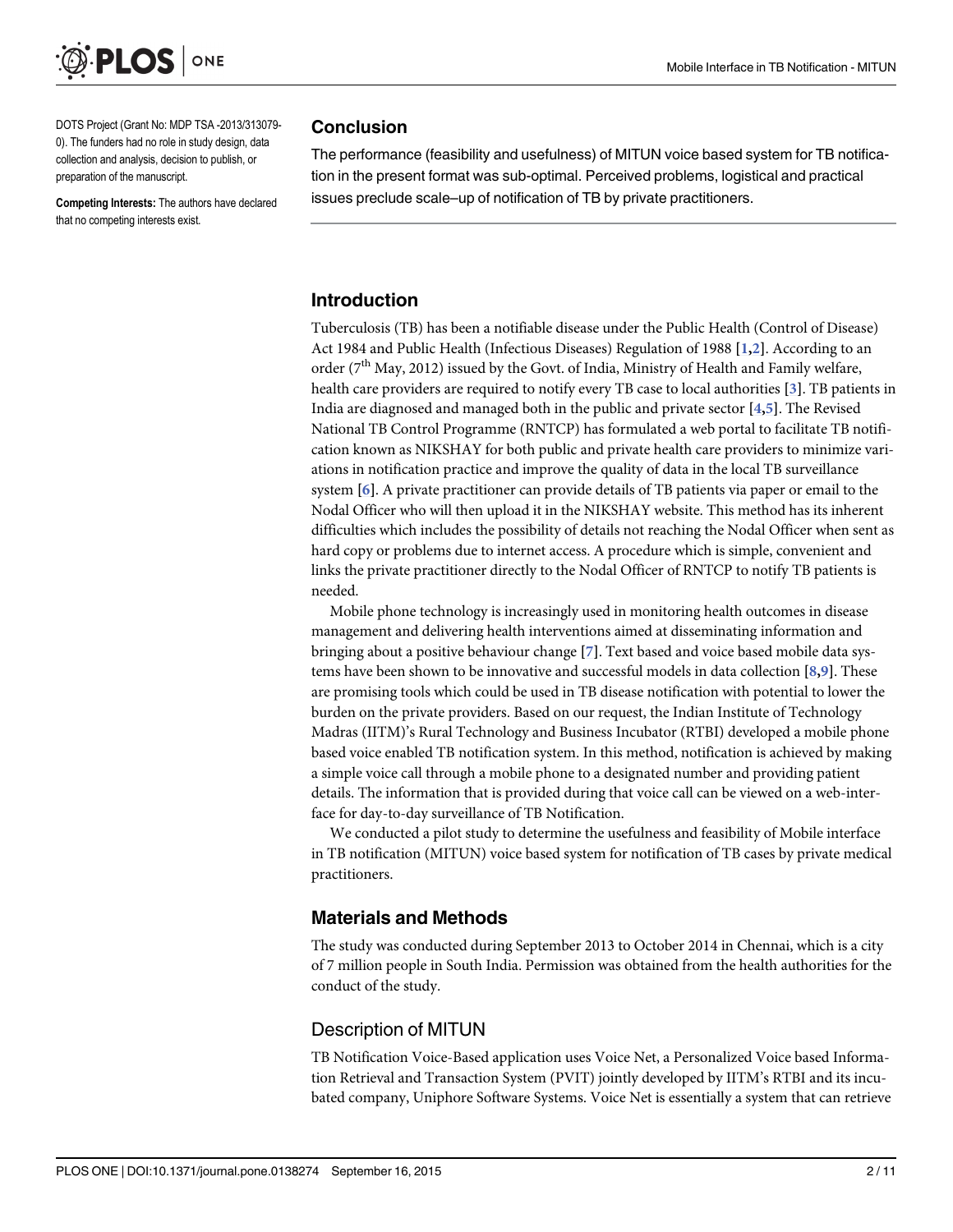DOTS Project (Grant No: MDP TSA -2013/313079-0). The funders had no role in study design, data collection and analysis, decision to publish, or preparation of the manuscript.

**Competing Interests:** The authors have declared that no competing interests exist.

## Conclusion

The performance (feasibility and usefulness) of MITUN voice based system for TB notification in the present format was sub-optimal. Perceived problems, logistical and practical issues preclude scale–up of notification of TB by private practitioners.

## Introduction

Tuberculosis (TB) has been a notifiable disease under the Public Health (Control of Disease) Act 1984 and Public Health (Infectious Diseases) Regulation of 1988 [1,2]. According to an order (7th May, 2012) issued by the Govt. of India, Ministry of Health and Family welfare, health care providers are required to notify every TB case to local authorities [3]. TB patients in India are diagnosed and managed both in the public and private sector [4,5]. The Revised National TB Control Programme (RNTCP) has formulated a web portal to facilitate TB notification known as NIKSHAY for both public and private health care providers to minimize variations in notification practice and improve the quality of data in the local TB surveillance system [6]. A private practitioner can provide details of TB patients via paper or email to the Nodal Officer who will then upload it in the NIKSHAY website. This method has its inherent difficulties which includes the possibility of details not reaching the Nodal Officer when sent as hard copy or problems due to internet access. A procedure which is simple, convenient and links the private practitioner directly to the Nodal Officer of RNTCP to notify TB patients is needed.

Mobile phone technology is increasingly used in monitoring health outcomes in disease management and delivering health interventions aimed at disseminating information and bringing about a positive behaviour change [7]. Text based and voice based mobile data systems have been shown to be innovative and successful models in data collection [8,9]. These are promising tools which could be used in TB disease notification with potential to lower the burden on the private providers. Based on our request, the Indian Institute of Technology Madras (IITM)'s Rural Technology and Business Incubator (RTBI) developed a mobile phone based voice enabled TB notification system. In this method, notification is achieved by making a simple voice call through a mobile phone to a designated number and providing patient details. The information that is provided during that voice call can be viewed on a web-interface for day-to-day surveillance of TB Notification.

We conducted a pilot study to determine the usefulness and feasibility of Mobile interface in TB notification (MITUN) voice based system for notification of TB cases by private medical practitioners.

## Materials and Methods

The study was conducted during September 2013 to October 2014 in Chennai, which is a city of 7 million people in South India. Permission was obtained from the health authorities for the conduct of the study.

### Description of MITUN

TB Notification Voice-Based application uses Voice Net, a Personalized Voice based Information Retrieval and Transaction System (PVIT) jointly developed by IITM's RTBI and its incubated company, Uniphore Software Systems. Voice Net is essentially a system that can retrieve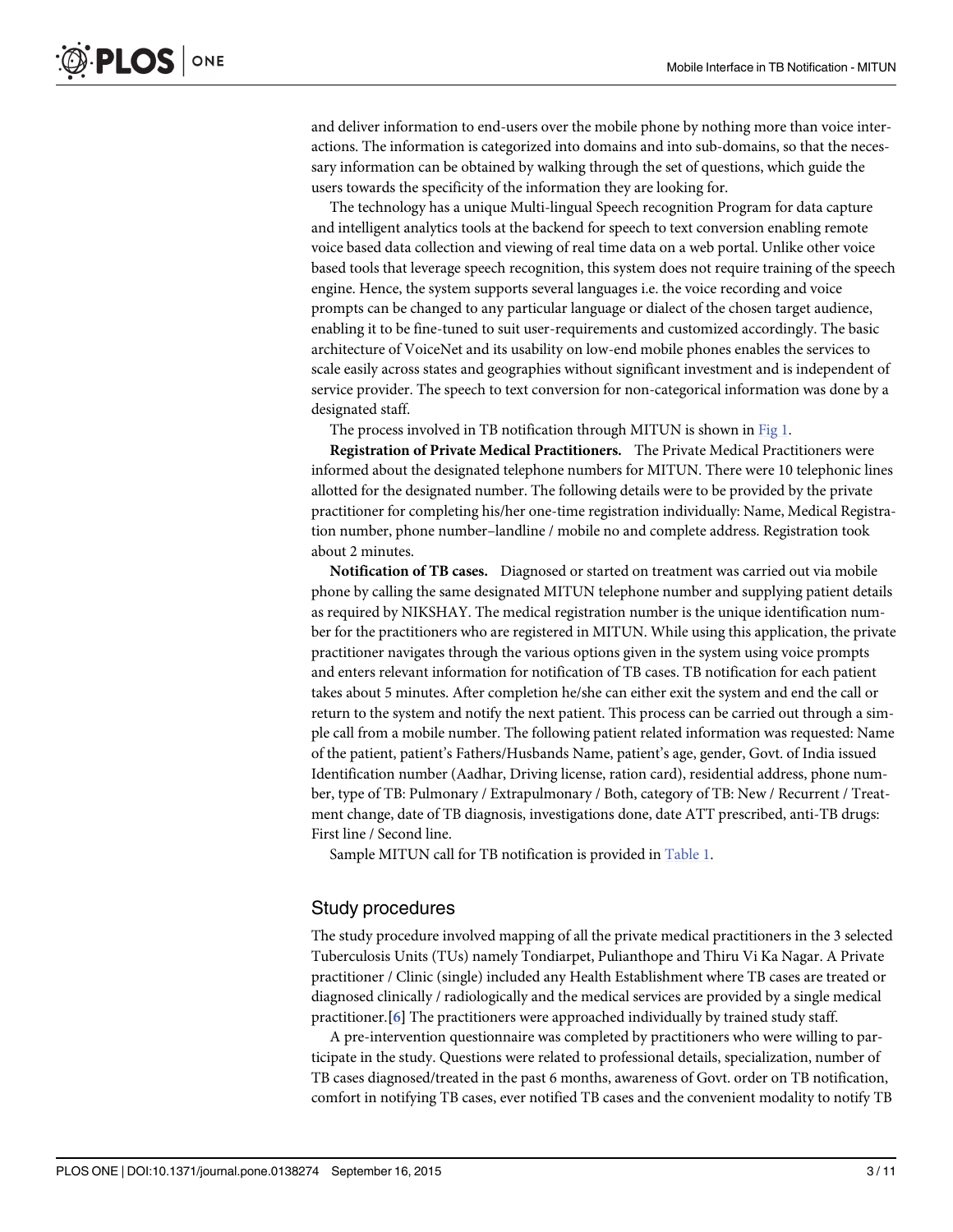and deliver information to end-users over the mobile phone by nothing more than voice interactions. The information is categorized into domains and into sub-domains, so that the necessary information can be obtained by walking through the set of questions, which guide the users towards the specificity of the information they are looking for.

The technology has a unique Multi-lingual Speech recognition Program for data capture and intelligent analytics tools at the backend for speech to text conversion enabling remote voice based data collection and viewing of real time data on a web portal. Unlike other voice based tools that leverage speech recognition, this system does not require training of the speech engine. Hence, the system supports several languages i.e. the voice recording and voice prompts can be changed to any particular language or dialect of the chosen target audience, enabling it to be fine-tuned to suit user-requirements and customized accordingly. The basic architecture of VoiceNet and its usability on low-end mobile phones enables the services to scale easily across states and geographies without significant investment and is independent of service provider. The speech to text conversion for non-categorical information was done by a designated staff.

The process involved in TB notification through MITUN is shown in Fig 1.

**Registration of Private Medical Practitioners.** The Private Medical Practitioners were informed about the designated telephone numbers for MITUN. There were 10 telephonic lines allotted for the designated number. The following details were to be provided by the private practitioner for completing his/her one-time registration individually: Name, Medical Registration number, phone number–landline / mobile no and complete address. Registration took about 2 minutes.

**Notification of TB cases.** Diagnosed or started on treatment was carried out via mobile phone by calling the same designated MITUN telephone number and supplying patient details as required by NIKSHAY. The medical registration number is the unique identification number for the practitioners who are registered in MITUN. While using this application, the private practitioner navigates through the various options given in the system using voice prompts and enters relevant information for notification of TB cases. TB notification for each patient takes about 5 minutes. After completion he/she can either exit the system and end the call or return to the system and notify the next patient. This process can be carried out through a simple call from a mobile number. The following patient related information was requested: Name of the patient, patient's Fathers/Husbands Name, patient's age, gender, Govt. of India issued Identification number (Aadhar, Driving license, ration card), residential address, phone number, type of TB: Pulmonary / Extrapulmonary / Both, category of TB: New / Recurrent / Treatment change, date of TB diagnosis, investigations done, date ATT prescribed, anti-TB drugs: First line / Second line.

Sample MITUN call for TB notification is provided in Table 1.

## Study procedures

The study procedure involved mapping of all the private medical practitioners in the 3 selected Tuberculosis Units (TUs) namely Tondiarpet, Pulianthope and Thiru Vi Ka Nagar. A Private practitioner / Clinic (single) included any Health Establishment where TB cases are treated or diagnosed clinically / radiologically and the medical services are provided by a single medical practitioner.[6] The practitioners were approached individually by trained study staff.

A pre-intervention questionnaire was completed by practitioners who were willing to participate in the study. Questions were related to professional details, specialization, number of TB cases diagnosed/treated in the past 6 months, awareness of Govt. order on TB notification, comfort in notifying TB cases, ever notified TB cases and the convenient modality to notify TB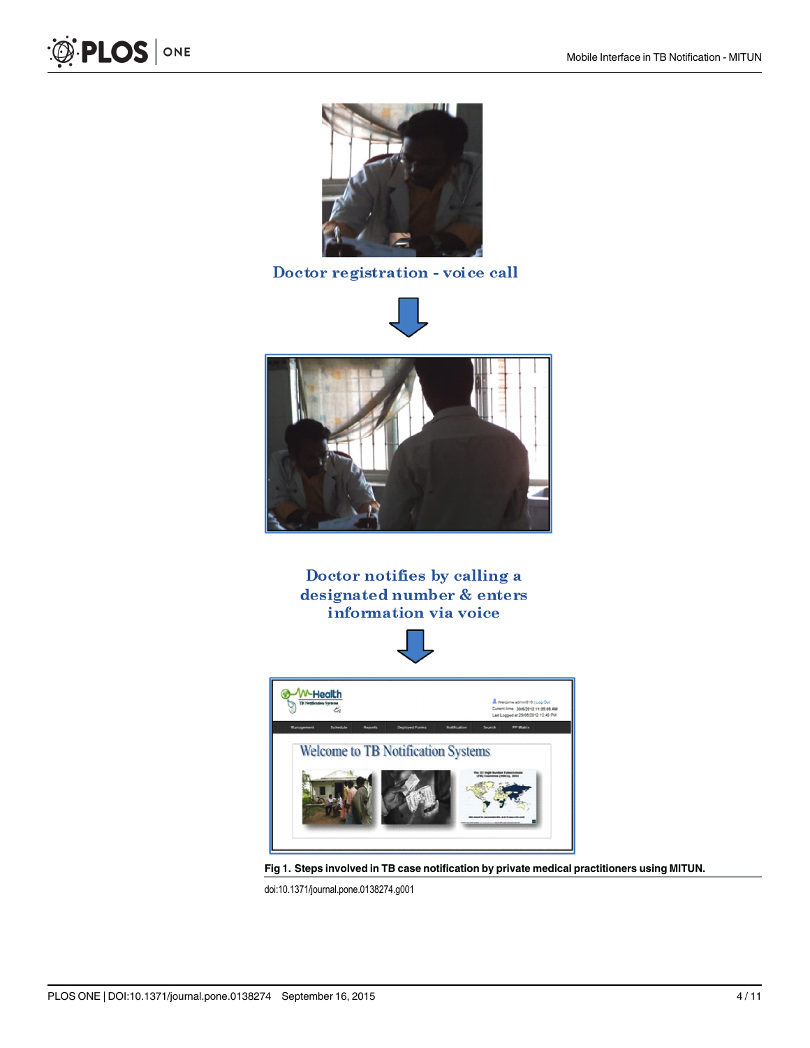Doctor registration - voice call

Doctor notifies by calling a designated number & enters information via voice

**Fig 1. Steps involved in TB case notification by private medical practitioners using MITUN.**

doi:10.1371/journal.pone.0138274.g001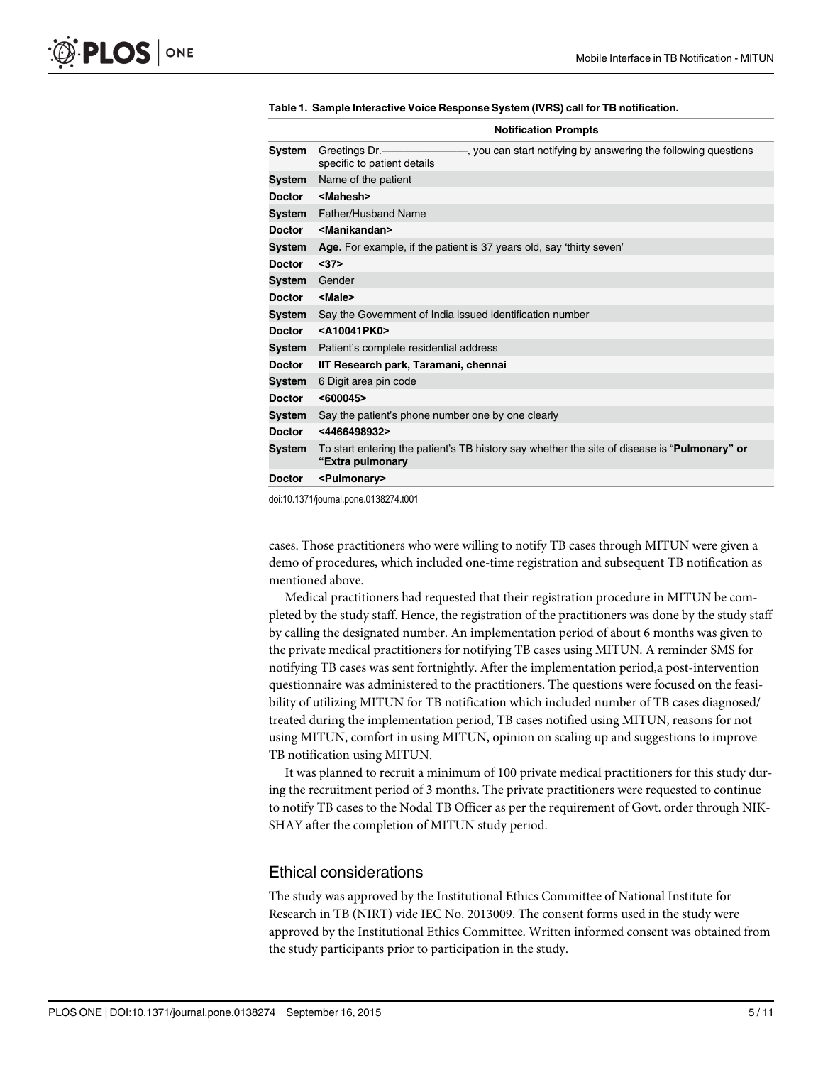**Table 1. Sample Interactive Voice Response System (IVRS) call for TB notification.**

| | Notification Prompts |
|---|---|
| **System** | Greetings Dr.————————, you can start notifying by answering the following questions specific to patient details |
| **System** | Name of the patient |
| **Doctor** | **<Mahesh>** |
| **System** | Father/Husband Name |
| **Doctor** | **<Manikandan>** |
| **System** | **Age.** For example, if the patient is 37 years old, say 'thirty seven' |
| **Doctor** | **<37>** |
| **System** | Gender |
| **Doctor** | **<Male>** |
| **System** | Say the Government of India issued identification number |
| **Doctor** | **<A10041PK0>** |
| **System** | Patient's complete residential address |
| **Doctor** | **IIT Research park, Taramani, chennai** |
| **System** | 6 Digit area pin code |
| **Doctor** | **<600045>** |
| **System** | Say the patient's phone number one by one clearly |
| **Doctor** | **<4466498932>** |
| **System** | To start entering the patient's TB history say whether the site of disease is "**Pulmonary" or "Extra pulmonary** |
| **Doctor** | **<Pulmonary>** |

doi:10.1371/journal.pone.0138274.t001

cases. Those practitioners who were willing to notify TB cases through MITUN were given a demo of procedures, which included one-time registration and subsequent TB notification as mentioned above.

Medical practitioners had requested that their registration procedure in MITUN be completed by the study staff. Hence, the registration of the practitioners was done by the study staff by calling the designated number. An implementation period of about 6 months was given to the private medical practitioners for notifying TB cases using MITUN. A reminder SMS for notifying TB cases was sent fortnightly. After the implementation period,a post-intervention questionnaire was administered to the practitioners. The questions were focused on the feasibility of utilizing MITUN for TB notification which included number of TB cases diagnosed/treated during the implementation period, TB cases notified using MITUN, reasons for not using MITUN, comfort in using MITUN, opinion on scaling up and suggestions to improve TB notification using MITUN.

It was planned to recruit a minimum of 100 private medical practitioners for this study during the recruitment period of 3 months. The private practitioners were requested to continue to notify TB cases to the Nodal TB Officer as per the requirement of Govt. order through NIKSHAY after the completion of MITUN study period.

## Ethical considerations

The study was approved by the Institutional Ethics Committee of National Institute for Research in TB (NIRT) vide IEC No. 2013009. The consent forms used in the study were approved by the Institutional Ethics Committee. Written informed consent was obtained from the study participants prior to participation in the study.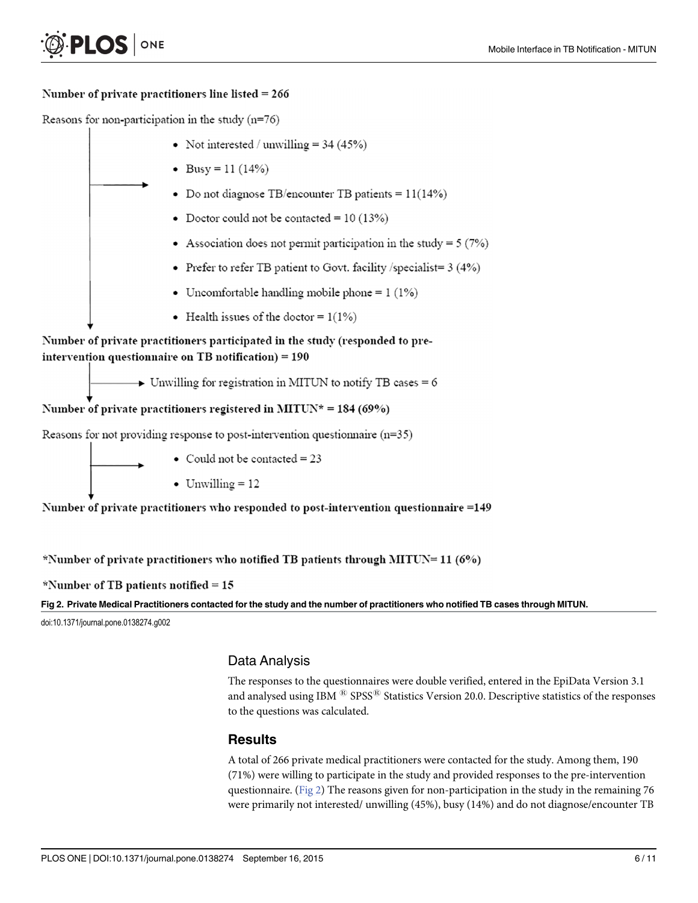**Number of private practitioners line listed = 266**

Reasons for non-participation in the study (n=76)

- Not interested / unwilling = 34 (45%)
- Busy = 11 (14%)
- Do not diagnose TB/encounter TB patients = 11(14%)
- Doctor could not be contacted = 10 (13%)
- Association does not permit participation in the study = 5 (7%)
- Prefer to refer TB patient to Govt. facility /specialist= 3 (4%)
- Uncomfortable handling mobile phone = 1 (1%)
- Health issues of the doctor = 1(1%)

**Number of private practitioners participated in the study (responded to pre-intervention questionnaire on TB notification) = 190**

→ Unwilling for registration in MITUN to notify TB cases = 6

**Number of private practitioners registered in MITUN* = 184 (69%)**

Reasons for not providing response to post-intervention questionnaire (n=35)

- Could not be contacted = 23
- Unwilling = 12

**Number of private practitioners who responded to post-intervention questionnaire =149**

**\*Number of private practitioners who notified TB patients through MITUN= 11 (6%)**

**\*Number of TB patients notified = 15**

**Fig 2. Private Medical Practitioners contacted for the study and the number of practitioners who notified TB cases through MITUN.**

doi:10.1371/journal.pone.0138274.g002

## Data Analysis

The responses to the questionnaires were double verified, entered in the EpiData Version 3.1 and analysed using IBM ® SPSS® Statistics Version 20.0. Descriptive statistics of the responses to the questions was calculated.

## Results

A total of 266 private medical practitioners were contacted for the study. Among them, 190 (71%) were willing to participate in the study and provided responses to the pre-intervention questionnaire. (Fig 2) The reasons given for non-participation in the study in the remaining 76 were primarily not interested/ unwilling (45%), busy (14%) and do not diagnose/encounter TB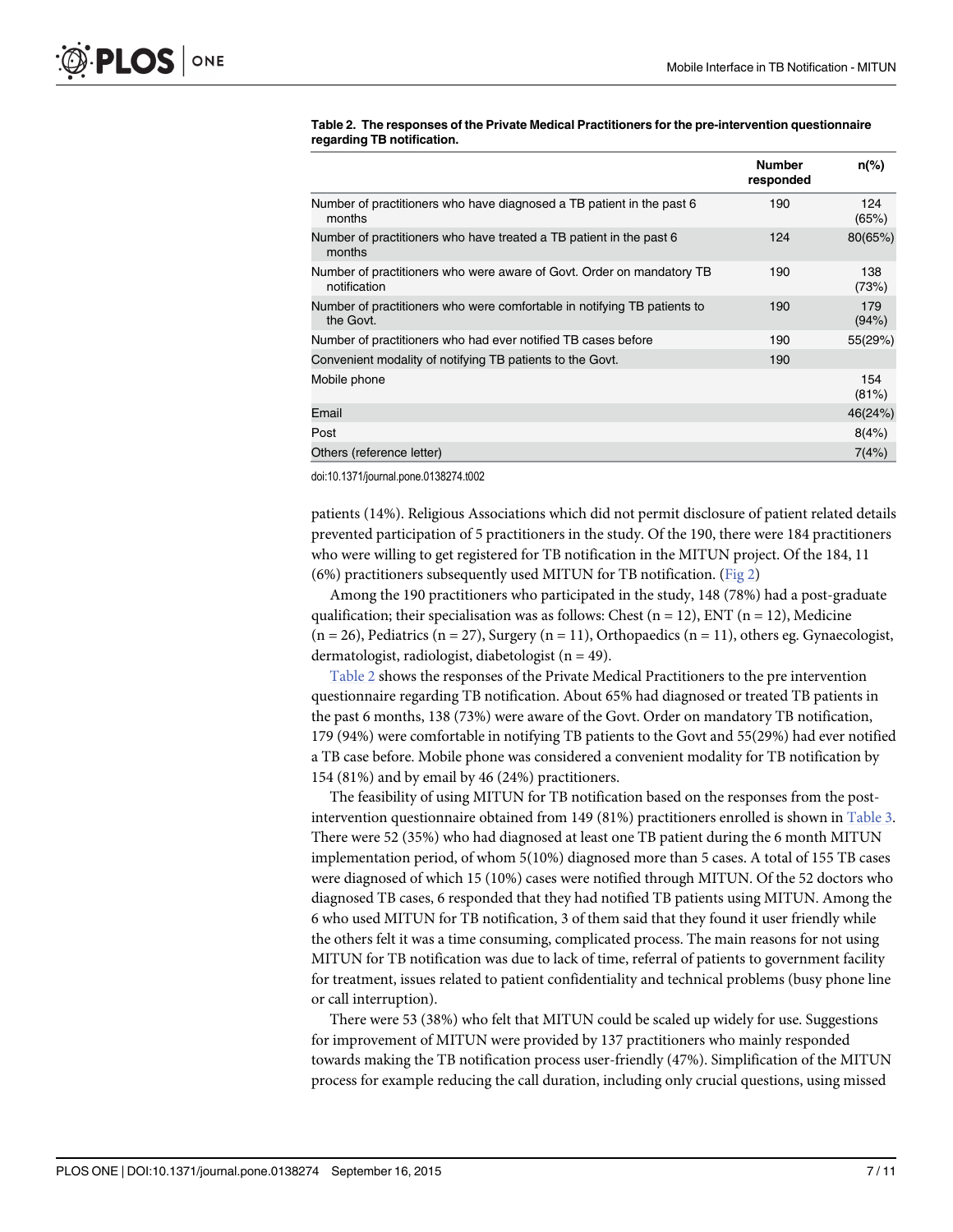**Table 2. The responses of the Private Medical Practitioners for the pre-intervention questionnaire regarding TB notification.**

| | Number responded | n(%) |
|---|---|---|
| Number of practitioners who have diagnosed a TB patient in the past 6 months | 190 | 124 (65%) |
| Number of practitioners who have treated a TB patient in the past 6 months | 124 | 80(65%) |
| Number of practitioners who were aware of Govt. Order on mandatory TB notification | 190 | 138 (73%) |
| Number of practitioners who were comfortable in notifying TB patients to the Govt. | 190 | 179 (94%) |
| Number of practitioners who had ever notified TB cases before | 190 | 55(29%) |
| Convenient modality of notifying TB patients to the Govt. | 190 | |
| Mobile phone | | 154 (81%) |
| Email | | 46(24%) |
| Post | | 8(4%) |
| Others (reference letter) | | 7(4%) |

doi:10.1371/journal.pone.0138274.t002

patients (14%). Religious Associations which did not permit disclosure of patient related details prevented participation of 5 practitioners in the study. Of the 190, there were 184 practitioners who were willing to get registered for TB notification in the MITUN project. Of the 184, 11 (6%) practitioners subsequently used MITUN for TB notification. (Fig 2)

Among the 190 practitioners who participated in the study, 148 (78%) had a post-graduate qualification; their specialisation was as follows: Chest (n = 12), ENT (n = 12), Medicine (n = 26), Pediatrics (n = 27), Surgery (n = 11), Orthopaedics (n = 11), others eg. Gynaecologist, dermatologist, radiologist, diabetologist (n = 49).

Table 2 shows the responses of the Private Medical Practitioners to the pre intervention questionnaire regarding TB notification. About 65% had diagnosed or treated TB patients in the past 6 months, 138 (73%) were aware of the Govt. Order on mandatory TB notification, 179 (94%) were comfortable in notifying TB patients to the Govt and 55(29%) had ever notified a TB case before. Mobile phone was considered a convenient modality for TB notification by 154 (81%) and by email by 46 (24%) practitioners.

The feasibility of using MITUN for TB notification based on the responses from the post-intervention questionnaire obtained from 149 (81%) practitioners enrolled is shown in Table 3. There were 52 (35%) who had diagnosed at least one TB patient during the 6 month MITUN implementation period, of whom 5(10%) diagnosed more than 5 cases. A total of 155 TB cases were diagnosed of which 15 (10%) cases were notified through MITUN. Of the 52 doctors who diagnosed TB cases, 6 responded that they had notified TB patients using MITUN. Among the 6 who used MITUN for TB notification, 3 of them said that they found it user friendly while the others felt it was a time consuming, complicated process. The main reasons for not using MITUN for TB notification was due to lack of time, referral of patients to government facility for treatment, issues related to patient confidentiality and technical problems (busy phone line or call interruption).

There were 53 (38%) who felt that MITUN could be scaled up widely for use. Suggestions for improvement of MITUN were provided by 137 practitioners who mainly responded towards making the TB notification process user-friendly (47%). Simplification of the MITUN process for example reducing the call duration, including only crucial questions, using missed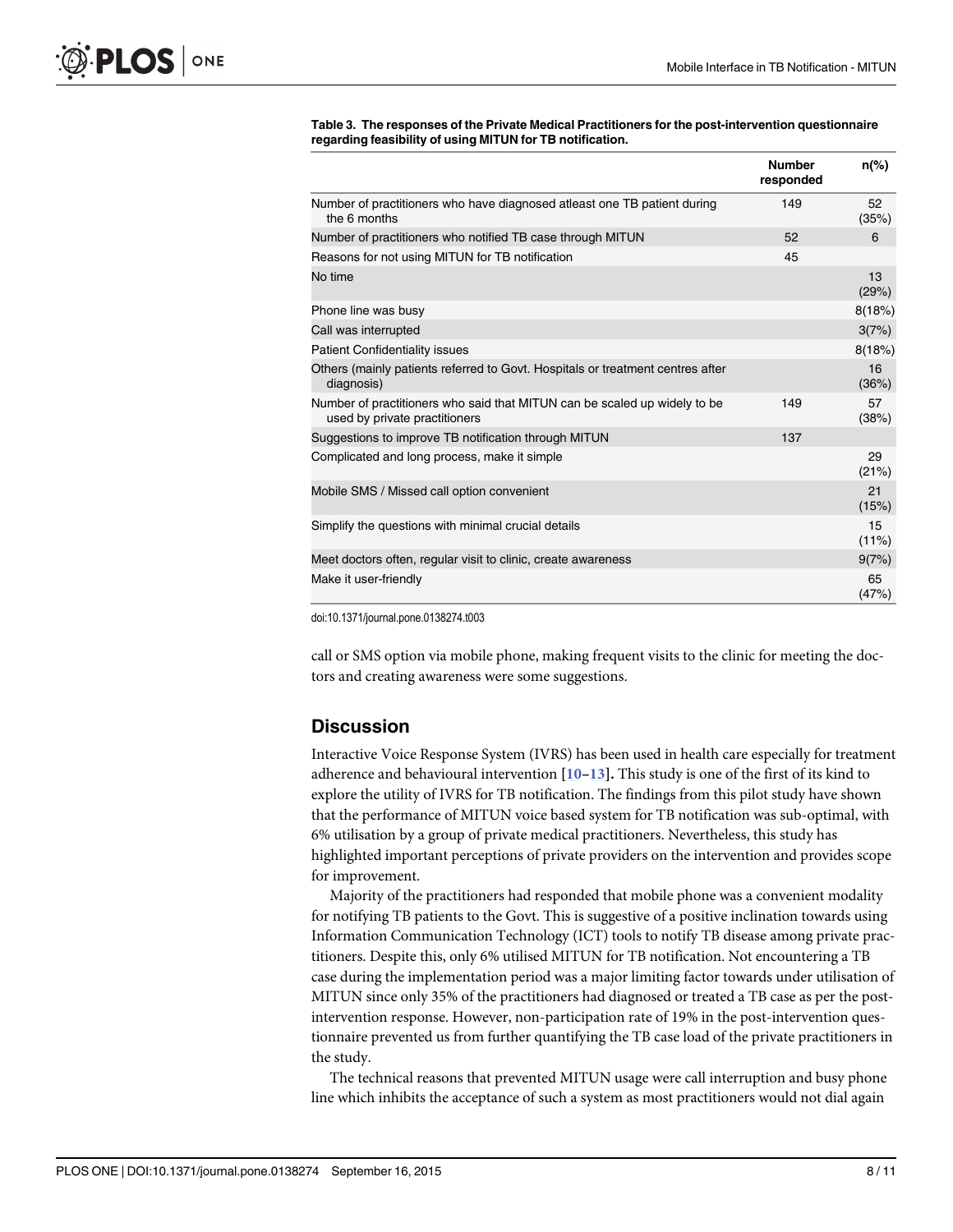**Table 3. The responses of the Private Medical Practitioners for the post-intervention questionnaire regarding feasibility of using MITUN for TB notification.**

| | Number responded | n(%) |
|---|---|---|
| Number of practitioners who have diagnosed atleast one TB patient during the 6 months | 149 | 52 (35%) |
| Number of practitioners who notified TB case through MITUN | 52 | 6 |
| Reasons for not using MITUN for TB notification | 45 | |
| No time | | 13 (29%) |
| Phone line was busy | | 8(18%) |
| Call was interrupted | | 3(7%) |
| Patient Confidentiality issues | | 8(18%) |
| Others (mainly patients referred to Govt. Hospitals or treatment centres after diagnosis) | | 16 (36%) |
| Number of practitioners who said that MITUN can be scaled up widely to be used by private practitioners | 149 | 57 (38%) |
| Suggestions to improve TB notification through MITUN | 137 | |
| Complicated and long process, make it simple | | 29 (21%) |
| Mobile SMS / Missed call option convenient | | 21 (15%) |
| Simplify the questions with minimal crucial details | | 15 (11%) |
| Meet doctors often, regular visit to clinic, create awareness | | 9(7%) |
| Make it user-friendly | | 65 (47%) |

doi:10.1371/journal.pone.0138274.t003

call or SMS option via mobile phone, making frequent visits to the clinic for meeting the doctors and creating awareness were some suggestions.

## Discussion

Interactive Voice Response System (IVRS) has been used in health care especially for treatment adherence and behavioural intervention [10–13]. This study is one of the first of its kind to explore the utility of IVRS for TB notification. The findings from this pilot study have shown that the performance of MITUN voice based system for TB notification was sub-optimal, with 6% utilisation by a group of private medical practitioners. Nevertheless, this study has highlighted important perceptions of private providers on the intervention and provides scope for improvement.

Majority of the practitioners had responded that mobile phone was a convenient modality for notifying TB patients to the Govt. This is suggestive of a positive inclination towards using Information Communication Technology (ICT) tools to notify TB disease among private practitioners. Despite this, only 6% utilised MITUN for TB notification. Not encountering a TB case during the implementation period was a major limiting factor towards under utilisation of MITUN since only 35% of the practitioners had diagnosed or treated a TB case as per the post-intervention response. However, non-participation rate of 19% in the post-intervention questionnaire prevented us from further quantifying the TB case load of the private practitioners in the study.

The technical reasons that prevented MITUN usage were call interruption and busy phone line which inhibits the acceptance of such a system as most practitioners would not dial again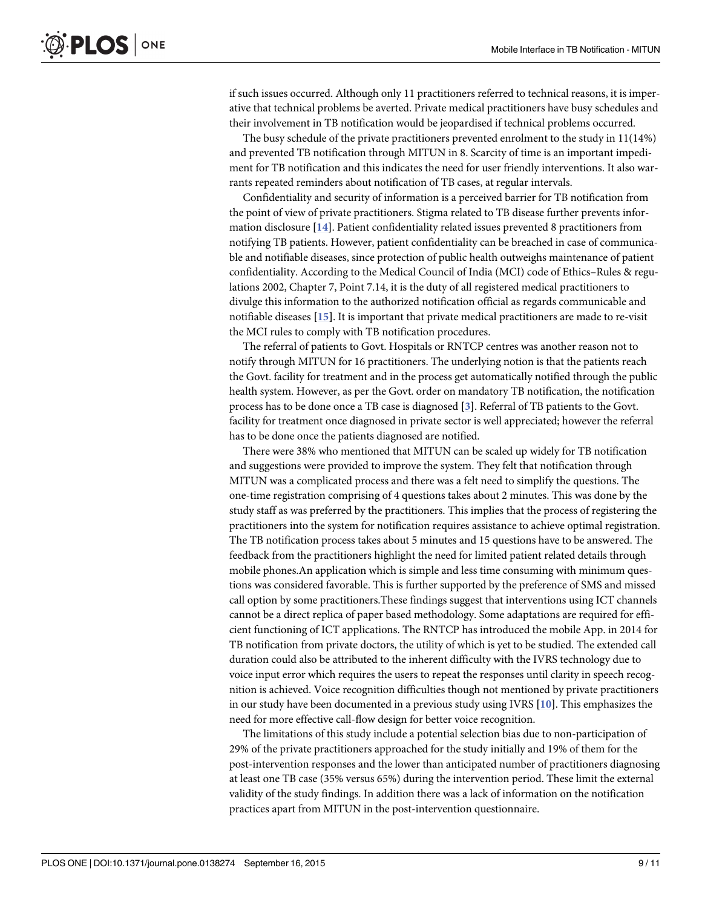if such issues occurred. Although only 11 practitioners referred to technical reasons, it is imperative that technical problems be averted. Private medical practitioners have busy schedules and their involvement in TB notification would be jeopardised if technical problems occurred.

The busy schedule of the private practitioners prevented enrolment to the study in 11(14%) and prevented TB notification through MITUN in 8. Scarcity of time is an important impediment for TB notification and this indicates the need for user friendly interventions. It also warrants repeated reminders about notification of TB cases, at regular intervals.

Confidentiality and security of information is a perceived barrier for TB notification from the point of view of private practitioners. Stigma related to TB disease further prevents information disclosure [14]. Patient confidentiality related issues prevented 8 practitioners from notifying TB patients. However, patient confidentiality can be breached in case of communicable and notifiable diseases, since protection of public health outweighs maintenance of patient confidentiality. According to the Medical Council of India (MCI) code of Ethics–Rules & regulations 2002, Chapter 7, Point 7.14, it is the duty of all registered medical practitioners to divulge this information to the authorized notification official as regards communicable and notifiable diseases [15]. It is important that private medical practitioners are made to re-visit the MCI rules to comply with TB notification procedures.

The referral of patients to Govt. Hospitals or RNTCP centres was another reason not to notify through MITUN for 16 practitioners. The underlying notion is that the patients reach the Govt. facility for treatment and in the process get automatically notified through the public health system. However, as per the Govt. order on mandatory TB notification, the notification process has to be done once a TB case is diagnosed [3]. Referral of TB patients to the Govt. facility for treatment once diagnosed in private sector is well appreciated; however the referral has to be done once the patients diagnosed are notified.

There were 38% who mentioned that MITUN can be scaled up widely for TB notification and suggestions were provided to improve the system. They felt that notification through MITUN was a complicated process and there was a felt need to simplify the questions. The one-time registration comprising of 4 questions takes about 2 minutes. This was done by the study staff as was preferred by the practitioners. This implies that the process of registering the practitioners into the system for notification requires assistance to achieve optimal registration. The TB notification process takes about 5 minutes and 15 questions have to be answered. The feedback from the practitioners highlight the need for limited patient related details through mobile phones.An application which is simple and less time consuming with minimum questions was considered favorable. This is further supported by the preference of SMS and missed call option by some practitioners.These findings suggest that interventions using ICT channels cannot be a direct replica of paper based methodology. Some adaptations are required for efficient functioning of ICT applications. The RNTCP has introduced the mobile App. in 2014 for TB notification from private doctors, the utility of which is yet to be studied. The extended call duration could also be attributed to the inherent difficulty with the IVRS technology due to voice input error which requires the users to repeat the responses until clarity in speech recognition is achieved. Voice recognition difficulties though not mentioned by private practitioners in our study have been documented in a previous study using IVRS [10]. This emphasizes the need for more effective call-flow design for better voice recognition.

The limitations of this study include a potential selection bias due to non-participation of 29% of the private practitioners approached for the study initially and 19% of them for the post-intervention responses and the lower than anticipated number of practitioners diagnosing at least one TB case (35% versus 65%) during the intervention period. These limit the external validity of the study findings. In addition there was a lack of information on the notification practices apart from MITUN in the post-intervention questionnaire.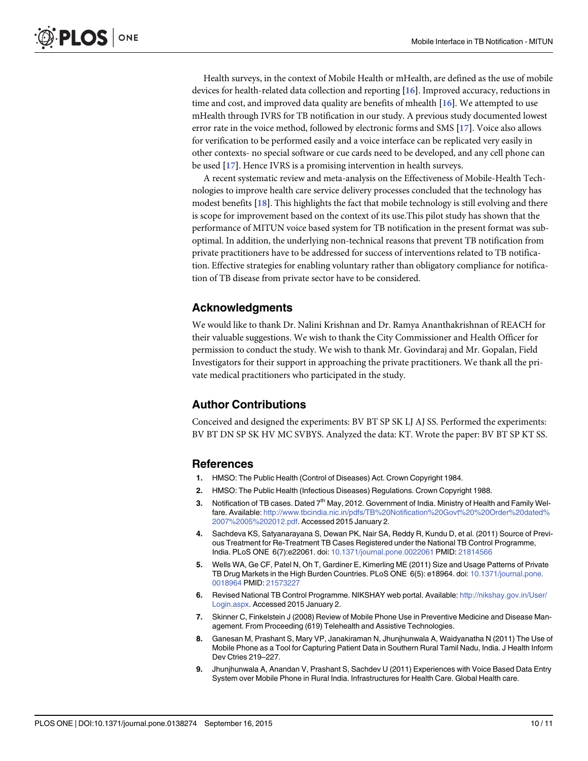Health surveys, in the context of Mobile Health or mHealth, are defined as the use of mobile devices for health-related data collection and reporting [16]. Improved accuracy, reductions in time and cost, and improved data quality are benefits of mhealth [16]. We attempted to use mHealth through IVRS for TB notification in our study. A previous study documented lowest error rate in the voice method, followed by electronic forms and SMS [17]. Voice also allows for verification to be performed easily and a voice interface can be replicated very easily in other contexts- no special software or cue cards need to be developed, and any cell phone can be used [17]. Hence IVRS is a promising intervention in health surveys.

A recent systematic review and meta-analysis on the Effectiveness of Mobile-Health Technologies to improve health care service delivery processes concluded that the technology has modest benefits [18]. This highlights the fact that mobile technology is still evolving and there is scope for improvement based on the context of its use.This pilot study has shown that the performance of MITUN voice based system for TB notification in the present format was sub-optimal. In addition, the underlying non-technical reasons that prevent TB notification from private practitioners have to be addressed for success of interventions related to TB notification. Effective strategies for enabling voluntary rather than obligatory compliance for notification of TB disease from private sector have to be considered.

## Acknowledgments

We would like to thank Dr. Nalini Krishnan and Dr. Ramya Ananthakrishnan of REACH for their valuable suggestions. We wish to thank the City Commissioner and Health Officer for permission to conduct the study. We wish to thank Mr. Govindaraj and Mr. Gopalan, Field Investigators for their support in approaching the private practitioners. We thank all the private medical practitioners who participated in the study.

## Author Contributions

Conceived and designed the experiments: BV BT SP SK LJ AJ SS. Performed the experiments: BV BT DN SP SK HV MC SVBYS. Analyzed the data: KT. Wrote the paper: BV BT SP KT SS.

## References

1. HMSO: The Public Health (Control of Diseases) Act. Crown Copyright 1984.
2. HMSO: The Public Health (Infectious Diseases) Regulations. Crown Copyright 1988.
3. Notification of TB cases. Dated 7th May, 2012. Government of India. Ministry of Health and Family Welfare. Available: http://www.tbcindia.nic.in/pdfs/TB%20Notification%20Govt%20%20Order%20dated%2007%2005%202012.pdf. Accessed 2015 January 2.
4. Sachdeva KS, Satyanarayana S, Dewan PK, Nair SA, Reddy R, Kundu D, et al. (2011) Source of Previous Treatment for Re-Treatment TB Cases Registered under the National TB Control Programme, India. PLoS ONE 6(7):e22061. doi: 10.1371/journal.pone.0022061 PMID: 21814566
5. Wells WA, Ge CF, Patel N, Oh T, Gardiner E, Kimerling ME (2011) Size and Usage Patterns of Private TB Drug Markets in the High Burden Countries. PLoS ONE 6(5): e18964. doi: 10.1371/journal.pone.0018964 PMID: 21573227
6. Revised National TB Control Programme. NIKSHAY web portal. Available: http://nikshay.gov.in/User/Login.aspx. Accessed 2015 January 2.
7. Skinner C, Finkelstein J (2008) Review of Mobile Phone Use in Preventive Medicine and Disease Management. From Proceeding (619) Telehealth and Assistive Technologies.
8. Ganesan M, Prashant S, Mary VP, Janakiraman N, Jhunjhunwala A, Waidyanatha N (2011) The Use of Mobile Phone as a Tool for Capturing Patient Data in Southern Rural Tamil Nadu, India. J Health Inform Dev Ctries 219–227.
9. Jhunjhunwala A, Anandan V, Prashant S, Sachdev U (2011) Experiences with Voice Based Data Entry System over Mobile Phone in Rural India. Infrastructures for Health Care. Global Health care.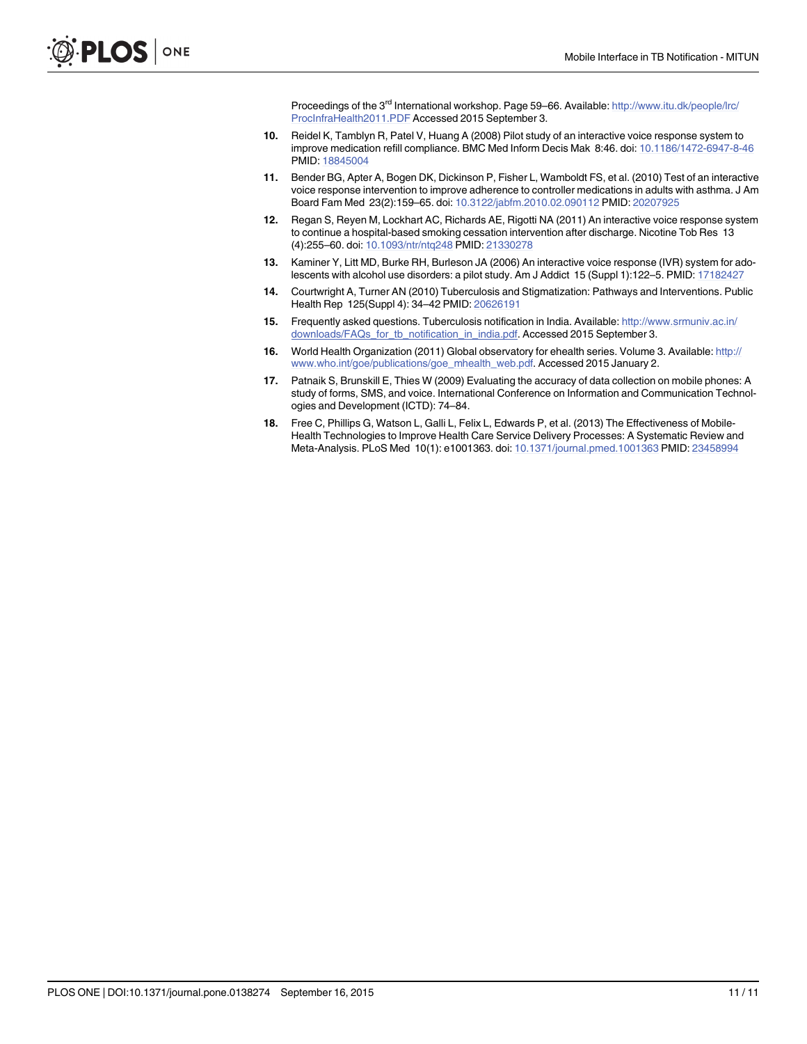Proceedings of the 3rd International workshop. Page 59–66. Available: http://www.itu.dk/people/lrc/ProcInfraHealth2011.PDF Accessed 2015 September 3.

10. Reidel K, Tamblyn R, Patel V, Huang A (2008) Pilot study of an interactive voice response system to improve medication refill compliance. BMC Med Inform Decis Mak 8:46. doi: 10.1186/1472-6947-8-46 PMID: 18845004

11. Bender BG, Apter A, Bogen DK, Dickinson P, Fisher L, Wamboldt FS, et al. (2010) Test of an interactive voice response intervention to improve adherence to controller medications in adults with asthma. J Am Board Fam Med 23(2):159–65. doi: 10.3122/jabfm.2010.02.090112 PMID: 20207925

12. Regan S, Reyen M, Lockhart AC, Richards AE, Rigotti NA (2011) An interactive voice response system to continue a hospital-based smoking cessation intervention after discharge. Nicotine Tob Res 13 (4):255–60. doi: 10.1093/ntr/ntq248 PMID: 21330278

13. Kaminer Y, Litt MD, Burke RH, Burleson JA (2006) An interactive voice response (IVR) system for adolescents with alcohol use disorders: a pilot study. Am J Addict 15 (Suppl 1):122–5. PMID: 17182427

14. Courtwright A, Turner AN (2010) Tuberculosis and Stigmatization: Pathways and Interventions. Public Health Rep 125(Suppl 4): 34–42 PMID: 20626191

15. Frequently asked questions. Tuberculosis notification in India. Available: http://www.srmuniv.ac.in/downloads/FAQs_for_tb_notification_in_india.pdf. Accessed 2015 September 3.

16. World Health Organization (2011) Global observatory for ehealth series. Volume 3. Available: http://www.who.int/goe/publications/goe_mhealth_web.pdf. Accessed 2015 January 2.

17. Patnaik S, Brunskill E, Thies W (2009) Evaluating the accuracy of data collection on mobile phones: A study of forms, SMS, and voice. International Conference on Information and Communication Technologies and Development (ICTD): 74–84.

18. Free C, Phillips G, Watson L, Galli L, Felix L, Edwards P, et al. (2013) The Effectiveness of Mobile-Health Technologies to Improve Health Care Service Delivery Processes: A Systematic Review and Meta-Analysis. PLoS Med 10(1): e1001363. doi: 10.1371/journal.pmed.1001363 PMID: 23458994